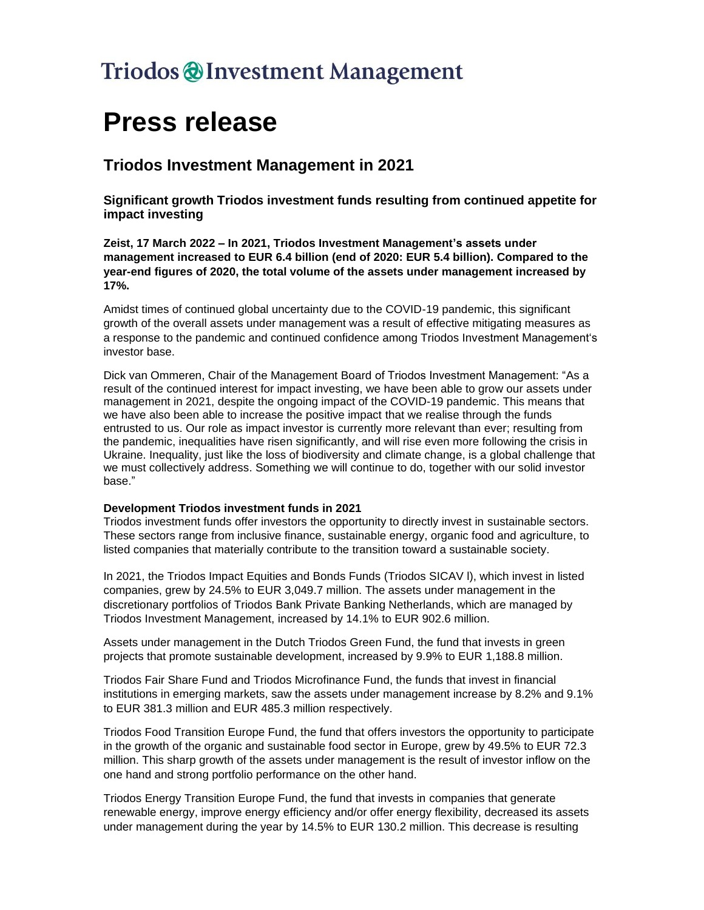Triodos Investment Management

# Press release

## Triodos Investment Management in 2021

### Significant growth Triodos investment funds resulting from continued appetite for impact investing

**Zeist, 17 March 2022 – In 2021, Triodos Investment Management's assets under management increased to EUR 6.4 billion (end of 2020: EUR 5.4 billion). Compared to the year-end figures of 2020, the total volume of the assets under management increased by 17%.**

Amidst times of continued global uncertainty due to the COVID-19 pandemic, this significant growth of the overall assets under management was a result of effective mitigating measures as a response to the pandemic and continued confidence among Triodos Investment Management's investor base.

Dick van Ommeren, Chair of the Management Board of Triodos Investment Management: "As a result of the continued interest for impact investing, we have been able to grow our assets under management in 2021, despite the ongoing impact of the COVID-19 pandemic. This means that we have also been able to increase the positive impact that we realise through the funds entrusted to us. Our role as impact investor is currently more relevant than ever; resulting from the pandemic, inequalities have risen significantly, and will rise even more following the crisis in Ukraine. Inequality, just like the loss of biodiversity and climate change, is a global challenge that we must collectively address. Something we will continue to do, together with our solid investor base."

**Development Triodos investment funds in 2021**

Triodos investment funds offer investors the opportunity to directly invest in sustainable sectors. These sectors range from inclusive finance, sustainable energy, organic food and agriculture, to listed companies that materially contribute to the transition toward a sustainable society.

In 2021, the Triodos Impact Equities and Bonds Funds (Triodos SICAV I), which invest in listed companies, grew by 24.5% to EUR 3,049.7 million. The assets under management in the discretionary portfolios of Triodos Bank Private Banking Netherlands, which are managed by Triodos Investment Management, increased by 14.1% to EUR 902.6 million.

Assets under management in the Dutch Triodos Green Fund, the fund that invests in green projects that promote sustainable development, increased by 9.9% to EUR 1,188.8 million.

Triodos Fair Share Fund and Triodos Microfinance Fund, the funds that invest in financial institutions in emerging markets, saw the assets under management increase by 8.2% and 9.1% to EUR 381.3 million and EUR 485.3 million respectively.

Triodos Food Transition Europe Fund, the fund that offers investors the opportunity to participate in the growth of the organic and sustainable food sector in Europe, grew by 49.5% to EUR 72.3 million. This sharp growth of the assets under management is the result of investor inflow on the one hand and strong portfolio performance on the other hand.

Triodos Energy Transition Europe Fund, the fund that invests in companies that generate renewable energy, improve energy efficiency and/or offer energy flexibility, decreased its assets under management during the year by 14.5% to EUR 130.2 million. This decrease is resulting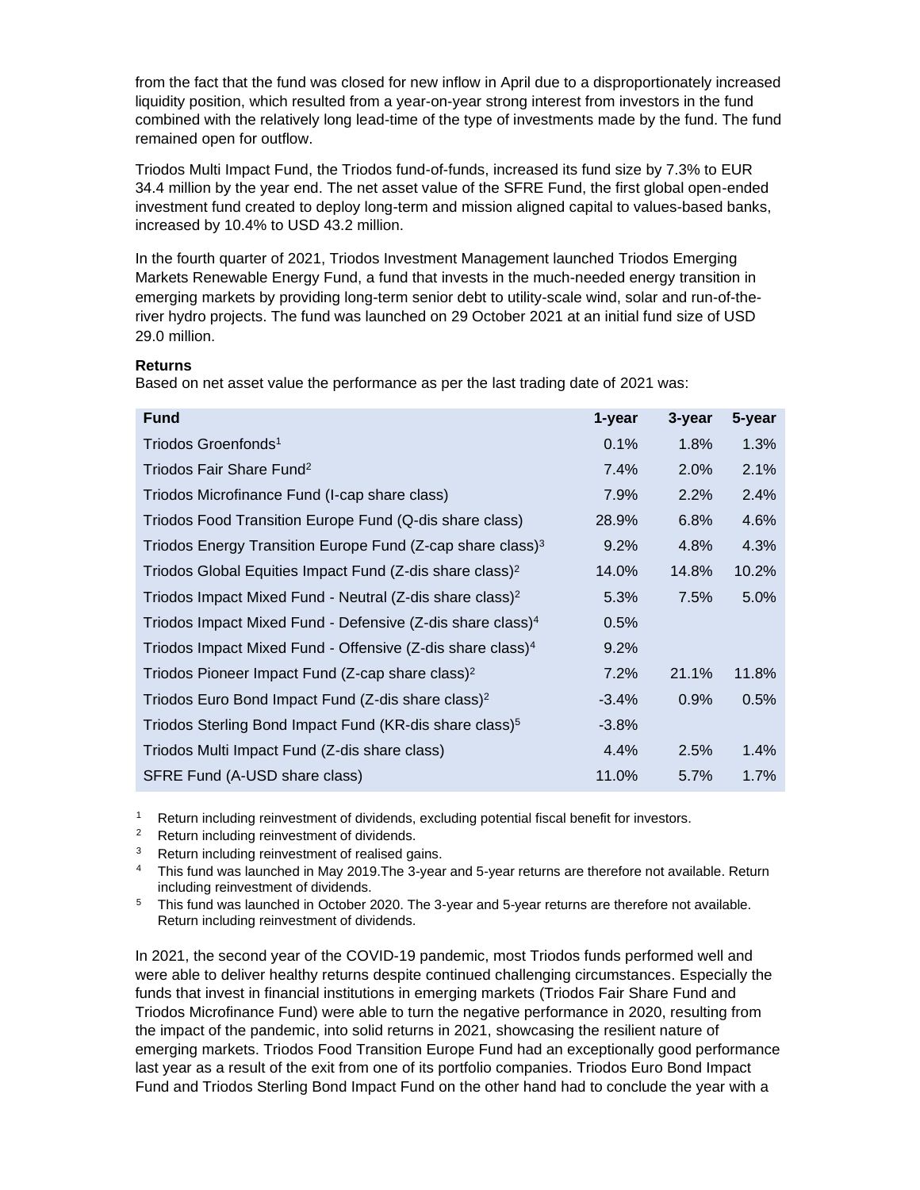from the fact that the fund was closed for new inflow in April due to a disproportionately increased liquidity position, which resulted from a year-on-year strong interest from investors in the fund combined with the relatively long lead-time of the type of investments made by the fund. The fund remained open for outflow.

Triodos Multi Impact Fund, the Triodos fund-of-funds, increased its fund size by 7.3% to EUR 34.4 million by the year end. The net asset value of the SFRE Fund, the first global open-ended investment fund created to deploy long-term and mission aligned capital to values-based banks, increased by 10.4% to USD 43.2 million.

In the fourth quarter of 2021, Triodos Investment Management launched Triodos Emerging Markets Renewable Energy Fund, a fund that invests in the much-needed energy transition in emerging markets by providing long-term senior debt to utility-scale wind, solar and run-of-the-river hydro projects. The fund was launched on 29 October 2021 at an initial fund size of USD 29.0 million.

**Returns**

Based on net asset value the performance as per the last trading date of 2021 was:

| Fund | 1-year | 3-year | 5-year |
|---|---|---|---|
| Triodos Groenfonds[1] | 0.1% | 1.8% | 1.3% |
| Triodos Fair Share Fund[2] | 7.4% | 2.0% | 2.1% |
| Triodos Microfinance Fund (I-cap share class) | 7.9% | 2.2% | 2.4% |
| Triodos Food Transition Europe Fund (Q-dis share class) | 28.9% | 6.8% | 4.6% |
| Triodos Energy Transition Europe Fund (Z-cap share class)[3] | 9.2% | 4.8% | 4.3% |
| Triodos Global Equities Impact Fund (Z-dis share class)[2] | 14.0% | 14.8% | 10.2% |
| Triodos Impact Mixed Fund - Neutral (Z-dis share class)[2] | 5.3% | 7.5% | 5.0% |
| Triodos Impact Mixed Fund - Defensive (Z-dis share class)[4] | 0.5% | | |
| Triodos Impact Mixed Fund - Offensive (Z-dis share class)[4] | 9.2% | | |
| Triodos Pioneer Impact Fund (Z-cap share class)[2] | 7.2% | 21.1% | 11.8% |
| Triodos Euro Bond Impact Fund (Z-dis share class)[2] | -3.4% | 0.9% | 0.5% |
| Triodos Sterling Bond Impact Fund (KR-dis share class)[5] | -3.8% | | |
| Triodos Multi Impact Fund (Z-dis share class) | 4.4% | 2.5% | 1.4% |
| SFRE Fund (A-USD share class) | 11.0% | 5.7% | 1.7% |

[1] Return including reinvestment of dividends, excluding potential fiscal benefit for investors.

[2] Return including reinvestment of dividends.

[3] Return including reinvestment of realised gains.

[4] This fund was launched in May 2019.The 3-year and 5-year returns are therefore not available. Return including reinvestment of dividends.

[5] This fund was launched in October 2020. The 3-year and 5-year returns are therefore not available. Return including reinvestment of dividends.

In 2021, the second year of the COVID-19 pandemic, most Triodos funds performed well and were able to deliver healthy returns despite continued challenging circumstances. Especially the funds that invest in financial institutions in emerging markets (Triodos Fair Share Fund and Triodos Microfinance Fund) were able to turn the negative performance in 2020, resulting from the impact of the pandemic, into solid returns in 2021, showcasing the resilient nature of emerging markets. Triodos Food Transition Europe Fund had an exceptionally good performance last year as a result of the exit from one of its portfolio companies. Triodos Euro Bond Impact Fund and Triodos Sterling Bond Impact Fund on the other hand had to conclude the year with a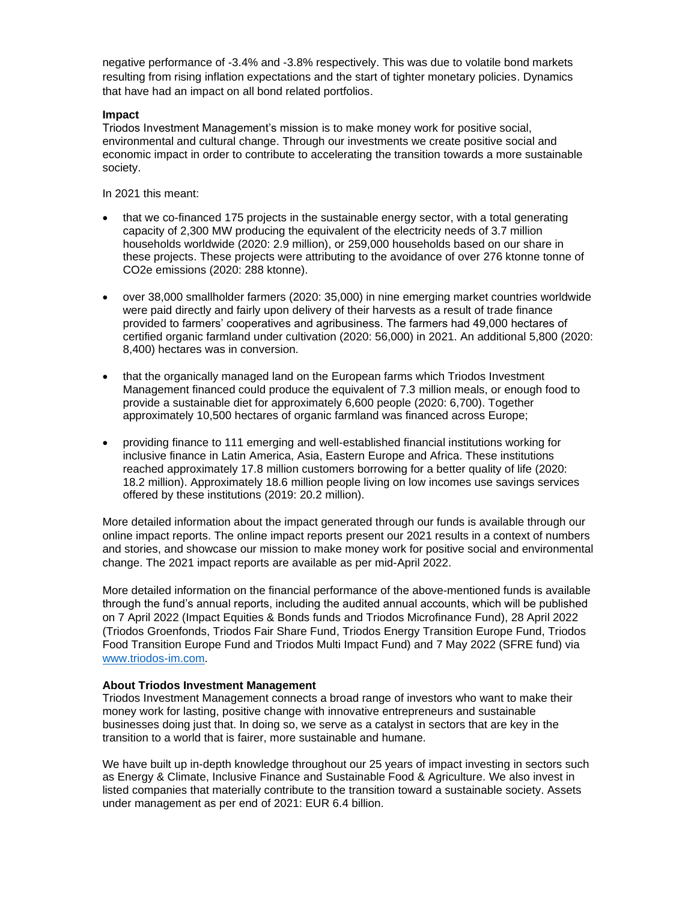negative performance of -3.4% and -3.8% respectively. This was due to volatile bond markets resulting from rising inflation expectations and the start of tighter monetary policies. Dynamics that have had an impact on all bond related portfolios.

**Impact**

Triodos Investment Management's mission is to make money work for positive social, environmental and cultural change. Through our investments we create positive social and economic impact in order to contribute to accelerating the transition towards a more sustainable society.

In 2021 this meant:

- that we co-financed 175 projects in the sustainable energy sector, with a total generating capacity of 2,300 MW producing the equivalent of the electricity needs of 3.7 million households worldwide (2020: 2.9 million), or 259,000 households based on our share in these projects. These projects were attributing to the avoidance of over 276 ktonne tonne of CO2e emissions (2020: 288 ktonne).

- over 38,000 smallholder farmers (2020: 35,000) in nine emerging market countries worldwide were paid directly and fairly upon delivery of their harvests as a result of trade finance provided to farmers' cooperatives and agribusiness. The farmers had 49,000 hectares of certified organic farmland under cultivation (2020: 56,000) in 2021. An additional 5,800 (2020: 8,400) hectares was in conversion.

- that the organically managed land on the European farms which Triodos Investment Management financed could produce the equivalent of 7.3 million meals, or enough food to provide a sustainable diet for approximately 6,600 people (2020: 6,700). Together approximately 10,500 hectares of organic farmland was financed across Europe;

- providing finance to 111 emerging and well-established financial institutions working for inclusive finance in Latin America, Asia, Eastern Europe and Africa. These institutions reached approximately 17.8 million customers borrowing for a better quality of life (2020: 18.2 million). Approximately 18.6 million people living on low incomes use savings services offered by these institutions (2019: 20.2 million).

More detailed information about the impact generated through our funds is available through our online impact reports. The online impact reports present our 2021 results in a context of numbers and stories, and showcase our mission to make money work for positive social and environmental change. The 2021 impact reports are available as per mid-April 2022.

More detailed information on the financial performance of the above-mentioned funds is available through the fund's annual reports, including the audited annual accounts, which will be published on 7 April 2022 (Impact Equities & Bonds funds and Triodos Microfinance Fund), 28 April 2022 (Triodos Groenfonds, Triodos Fair Share Fund, Triodos Energy Transition Europe Fund, Triodos Food Transition Europe Fund and Triodos Multi Impact Fund) and 7 May 2022 (SFRE fund) via [www.triodos-im.com](www.triodos-im.com).

**About Triodos Investment Management**

Triodos Investment Management connects a broad range of investors who want to make their money work for lasting, positive change with innovative entrepreneurs and sustainable businesses doing just that. In doing so, we serve as a catalyst in sectors that are key in the transition to a world that is fairer, more sustainable and humane.

We have built up in-depth knowledge throughout our 25 years of impact investing in sectors such as Energy & Climate, Inclusive Finance and Sustainable Food & Agriculture. We also invest in listed companies that materially contribute to the transition toward a sustainable society. Assets under management as per end of 2021: EUR 6.4 billion.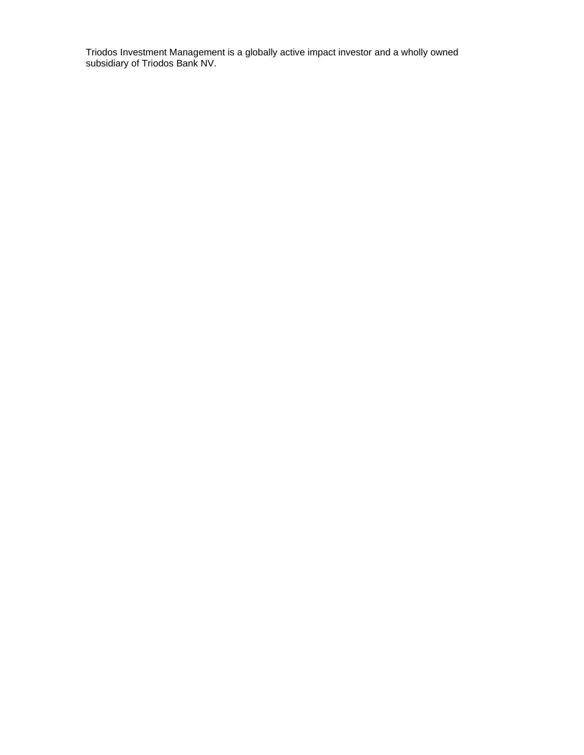Triodos Investment Management is a globally active impact investor and a wholly owned subsidiary of Triodos Bank NV.